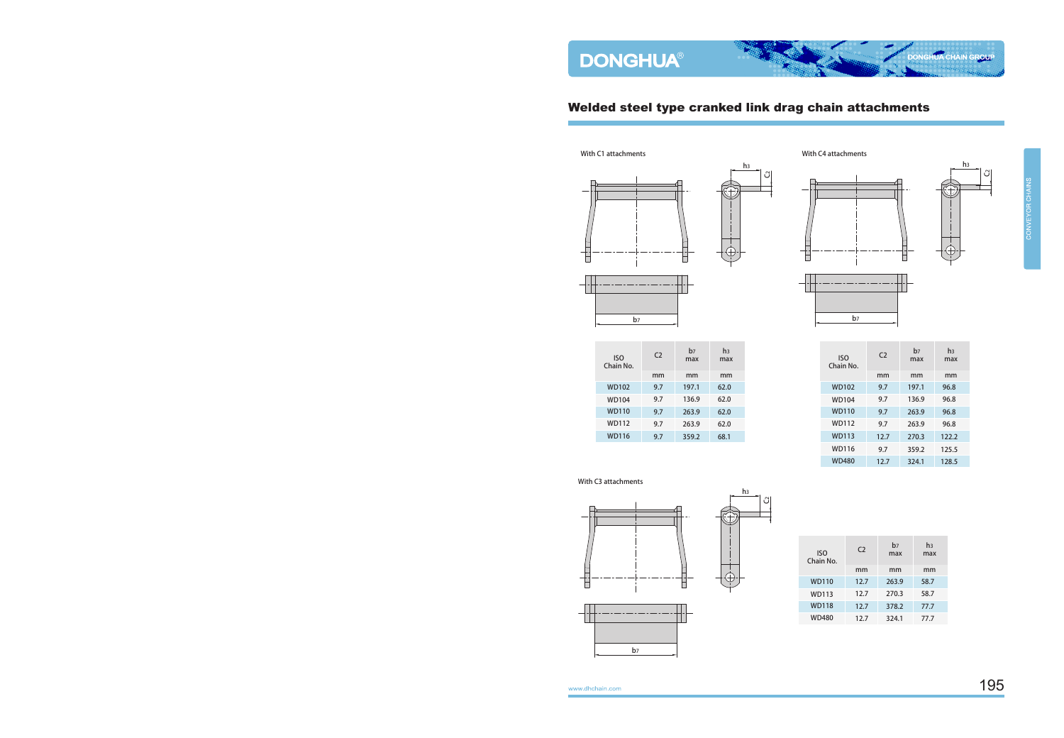## Welded steel type cranked link drag chain attachments

With C1 attachments

| ISO Chain No. | C2 | b7 max | h3 max |
|---|---|---|---|
| | mm | mm | mm |
| WD102 | 9.7 | 197.1 | 62.0 |
| WD104 | 9.7 | 136.9 | 62.0 |
| WD110 | 9.7 | 263.9 | 62.0 |
| WD112 | 9.7 | 263.9 | 62.0 |
| WD116 | 9.7 | 359.2 | 68.1 |

With C4 attachments

| ISO Chain No. | C2 | b7 max | h3 max |
|---|---|---|---|
| | mm | mm | mm |
| WD102 | 9.7 | 197.1 | 96.8 |
| WD104 | 9.7 | 136.9 | 96.8 |
| WD110 | 9.7 | 263.9 | 96.8 |
| WD112 | 9.7 | 263.9 | 96.8 |
| WD113 | 12.7 | 270.3 | 122.2 |
| WD116 | 9.7 | 359.2 | 125.5 |
| WD480 | 12.7 | 324.1 | 128.5 |

With C3 attachments

| ISO Chain No. | C2 | b7 max | h3 max |
|---|---|---|---|
| | mm | mm | mm |
| WD110 | 12.7 | 263.9 | 58.7 |
| WD113 | 12.7 | 270.3 | 58.7 |
| WD118 | 12.7 | 378.2 | 77.7 |
| WD480 | 12.7 | 324.1 | 77.7 |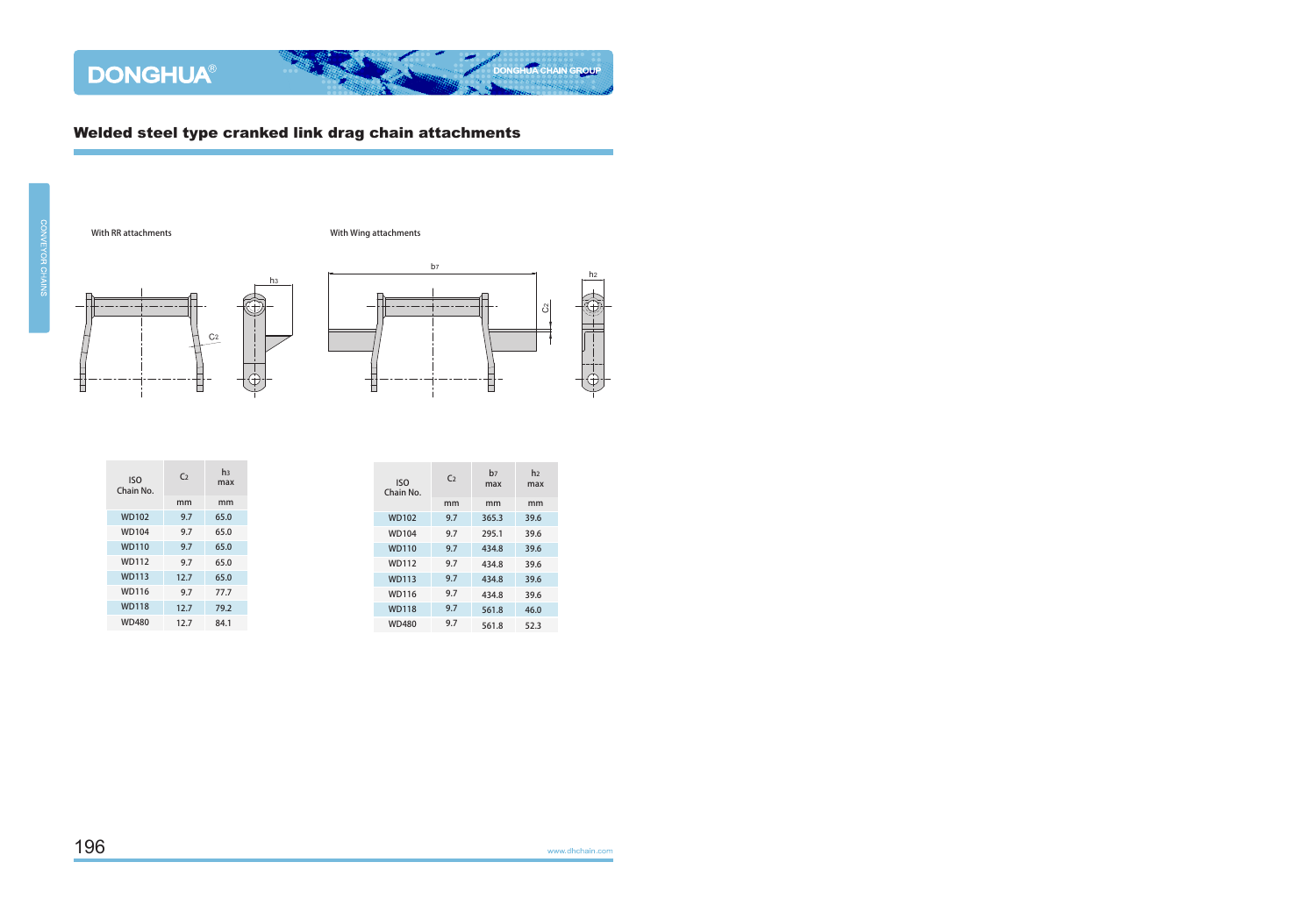## Welded steel type cranked link drag chain attachments

With RR attachments

With Wing attachments

| ISO Chain No. | $C_2$ | $h_3$ max |
|---|---|---|
| | mm | mm |
| WD102 | 9.7 | 65.0 |
| WD104 | 9.7 | 65.0 |
| WD110 | 9.7 | 65.0 |
| WD112 | 9.7 | 65.0 |
| WD113 | 12.7 | 65.0 |
| WD116 | 9.7 | 77.7 |
| WD118 | 12.7 | 79.2 |
| WD480 | 12.7 | 84.1 |

| ISO Chain No. | $C_2$ | $b_7$ max | $h_2$ max |
|---|---|---|---|
| | mm | mm | mm |
| WD102 | 9.7 | 365.3 | 39.6 |
| WD104 | 9.7 | 295.1 | 39.6 |
| WD110 | 9.7 | 434.8 | 39.6 |
| WD112 | 9.7 | 434.8 | 39.6 |
| WD113 | 9.7 | 434.8 | 39.6 |
| WD116 | 9.7 | 434.8 | 39.6 |
| WD118 | 9.7 | 561.8 | 46.0 |
| WD480 | 9.7 | 561.8 | 52.3 |